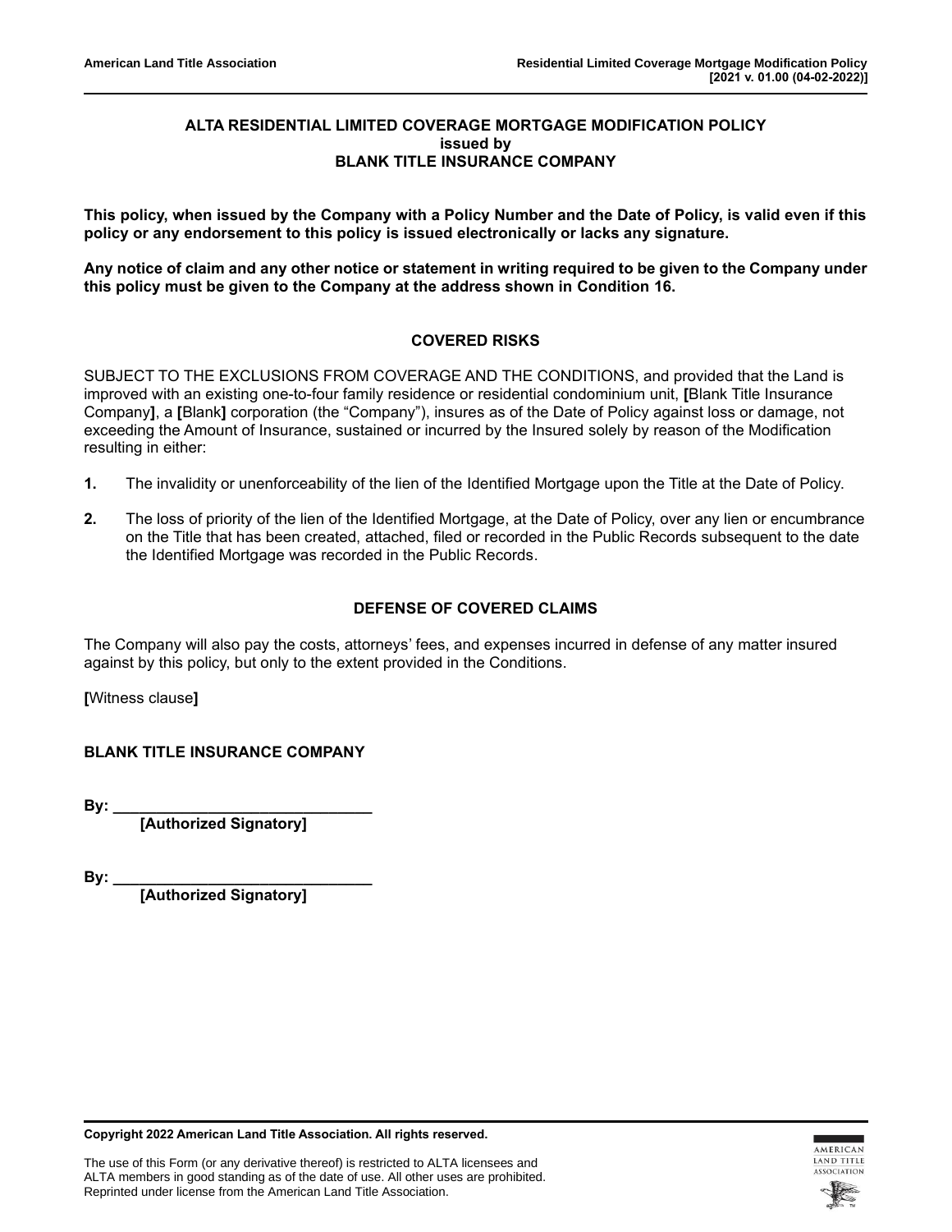**ALTA RESIDENTIAL LIMITED COVERAGE MORTGAGE MODIFICATION POLICY**
**issued by**
**BLANK TITLE INSURANCE COMPANY**

**This policy, when issued by the Company with a Policy Number and the Date of Policy, is valid even if this policy or any endorsement to this policy is issued electronically or lacks any signature.**

**Any notice of claim and any other notice or statement in writing required to be given to the Company under this policy must be given to the Company at the address shown in Condition 16.**

## COVERED RISKS

SUBJECT TO THE EXCLUSIONS FROM COVERAGE AND THE CONDITIONS, and provided that the Land is improved with an existing one-to-four family residence or residential condominium unit, **[**Blank Title Insurance Company**]**, a **[**Blank**]** corporation (the "Company"), insures as of the Date of Policy against loss or damage, not exceeding the Amount of Insurance, sustained or incurred by the Insured solely by reason of the Modification resulting in either:

**1.** The invalidity or unenforceability of the lien of the Identified Mortgage upon the Title at the Date of Policy.

**2.** The loss of priority of the lien of the Identified Mortgage, at the Date of Policy, over any lien or encumbrance on the Title that has been created, attached, filed or recorded in the Public Records subsequent to the date the Identified Mortgage was recorded in the Public Records.

## DEFENSE OF COVERED CLAIMS

The Company will also pay the costs, attorneys' fees, and expenses incurred in defense of any matter insured against by this policy, but only to the extent provided in the Conditions.

**[**Witness clause**]**

**BLANK TITLE INSURANCE COMPANY**

**By: ______________________________**
**[Authorized Signatory]**

**By: ______________________________**
**[Authorized Signatory]**

**Copyright 2022 American Land Title Association. All rights reserved.**

The use of this Form (or any derivative thereof) is restricted to ALTA licensees and ALTA members in good standing as of the date of use. All other uses are prohibited. Reprinted under license from the American Land Title Association.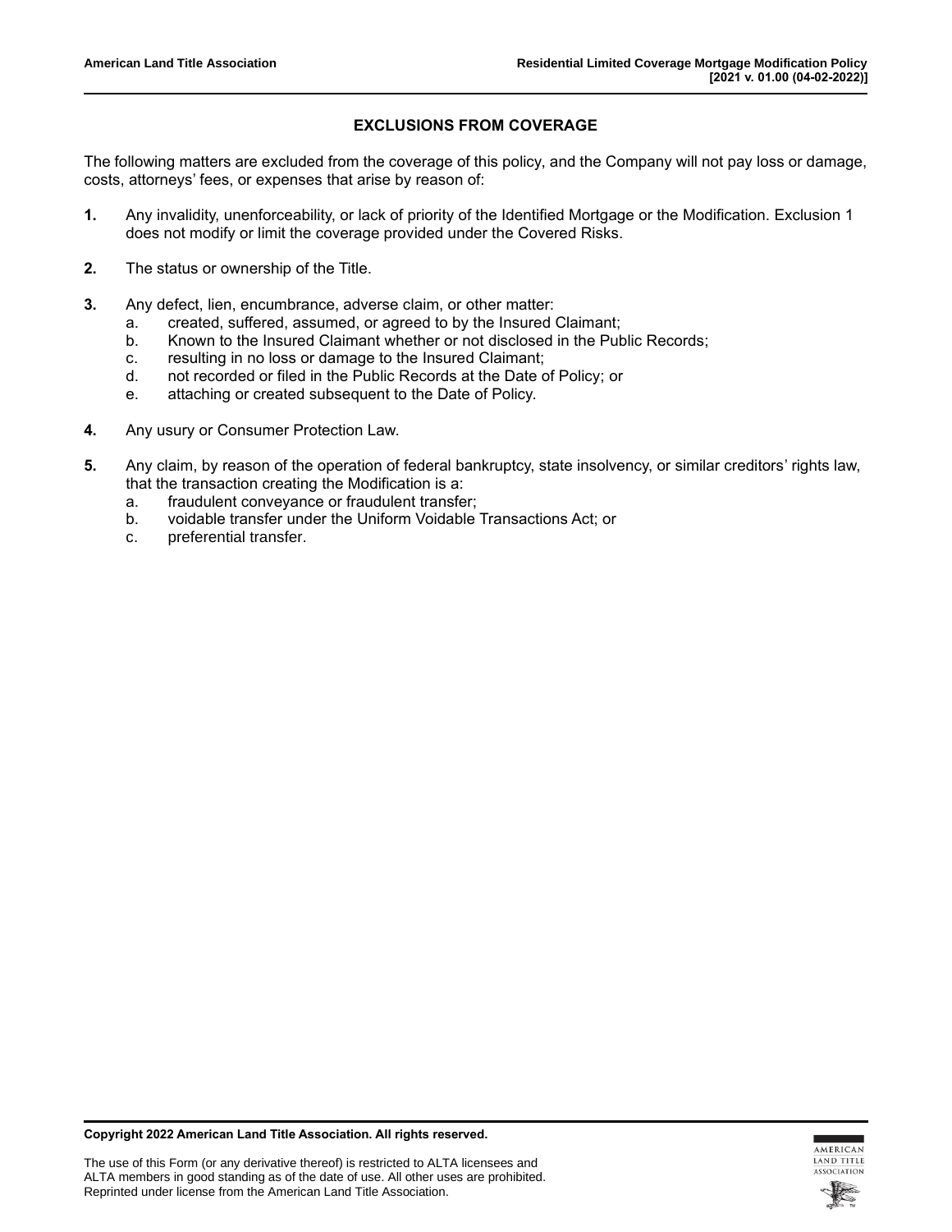## EXCLUSIONS FROM COVERAGE

The following matters are excluded from the coverage of this policy, and the Company will not pay loss or damage, costs, attorneys' fees, or expenses that arise by reason of:

**1.** Any invalidity, unenforceability, or lack of priority of the Identified Mortgage or the Modification. Exclusion 1 does not modify or limit the coverage provided under the Covered Risks.

**2.** The status or ownership of the Title.

**3.** Any defect, lien, encumbrance, adverse claim, or other matter:
   a. created, suffered, assumed, or agreed to by the Insured Claimant;
   b. Known to the Insured Claimant whether or not disclosed in the Public Records;
   c. resulting in no loss or damage to the Insured Claimant;
   d. not recorded or filed in the Public Records at the Date of Policy; or
   e. attaching or created subsequent to the Date of Policy.

**4.** Any usury or Consumer Protection Law.

**5.** Any claim, by reason of the operation of federal bankruptcy, state insolvency, or similar creditors' rights law, that the transaction creating the Modification is a:
   a. fraudulent conveyance or fraudulent transfer;
   b. voidable transfer under the Uniform Voidable Transactions Act; or
   c. preferential transfer.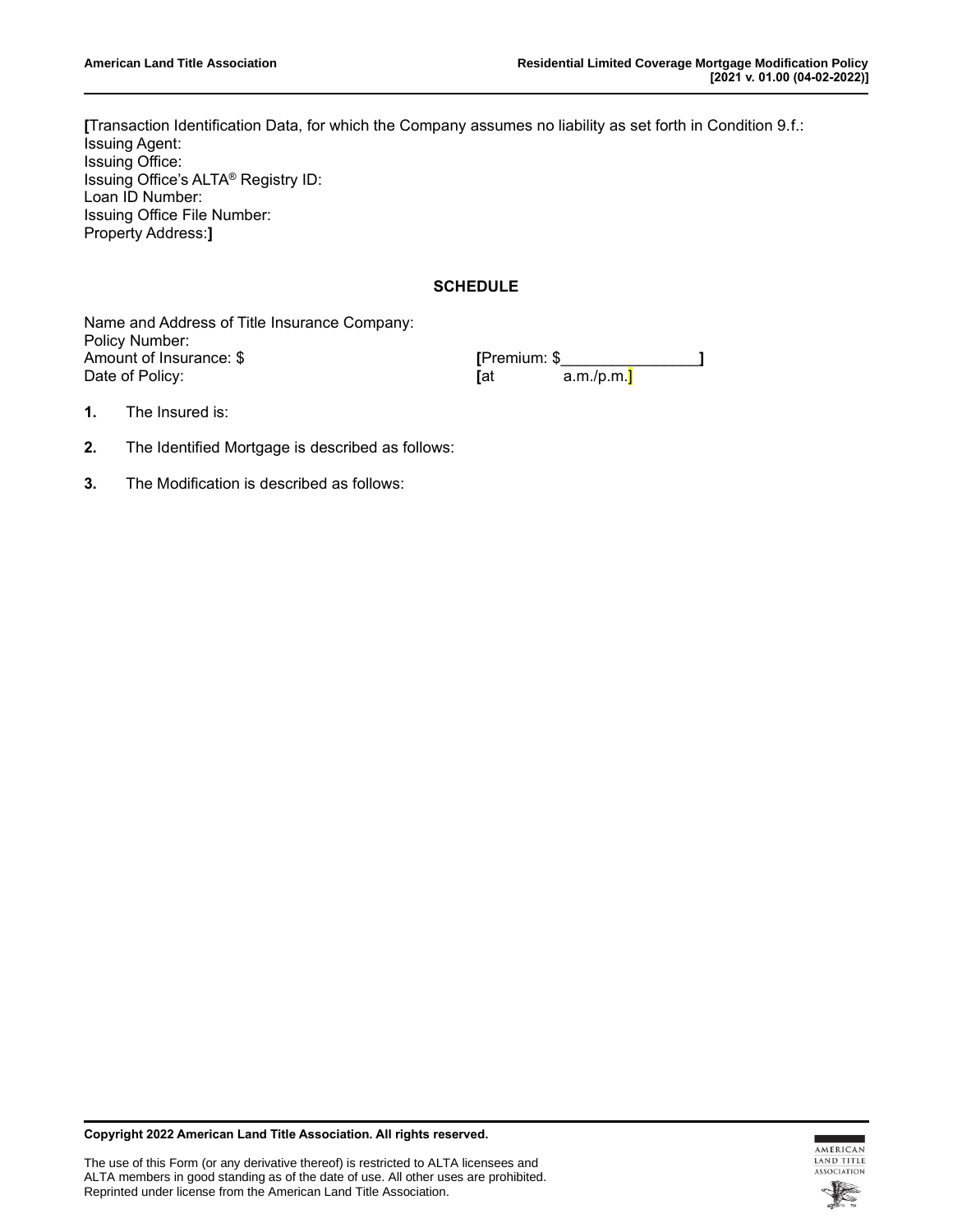[Transaction Identification Data, for which the Company assumes no liability as set forth in Condition 9.f.:
Issuing Agent:
Issuing Office:
Issuing Office's ALTA® Registry ID:
Loan ID Number:
Issuing Office File Number:
Property Address:]

## SCHEDULE

Name and Address of Title Insurance Company:
Policy Number:
Amount of Insurance: $ [Premium: $_______________]
Date of Policy: [at a.m./p.m.]

**1.** The Insured is:

**2.** The Identified Mortgage is described as follows:

**3.** The Modification is described as follows:

**Copyright 2022 American Land Title Association. All rights reserved.**

The use of this Form (or any derivative thereof) is restricted to ALTA licensees and ALTA members in good standing as of the date of use. All other uses are prohibited. Reprinted under license from the American Land Title Association.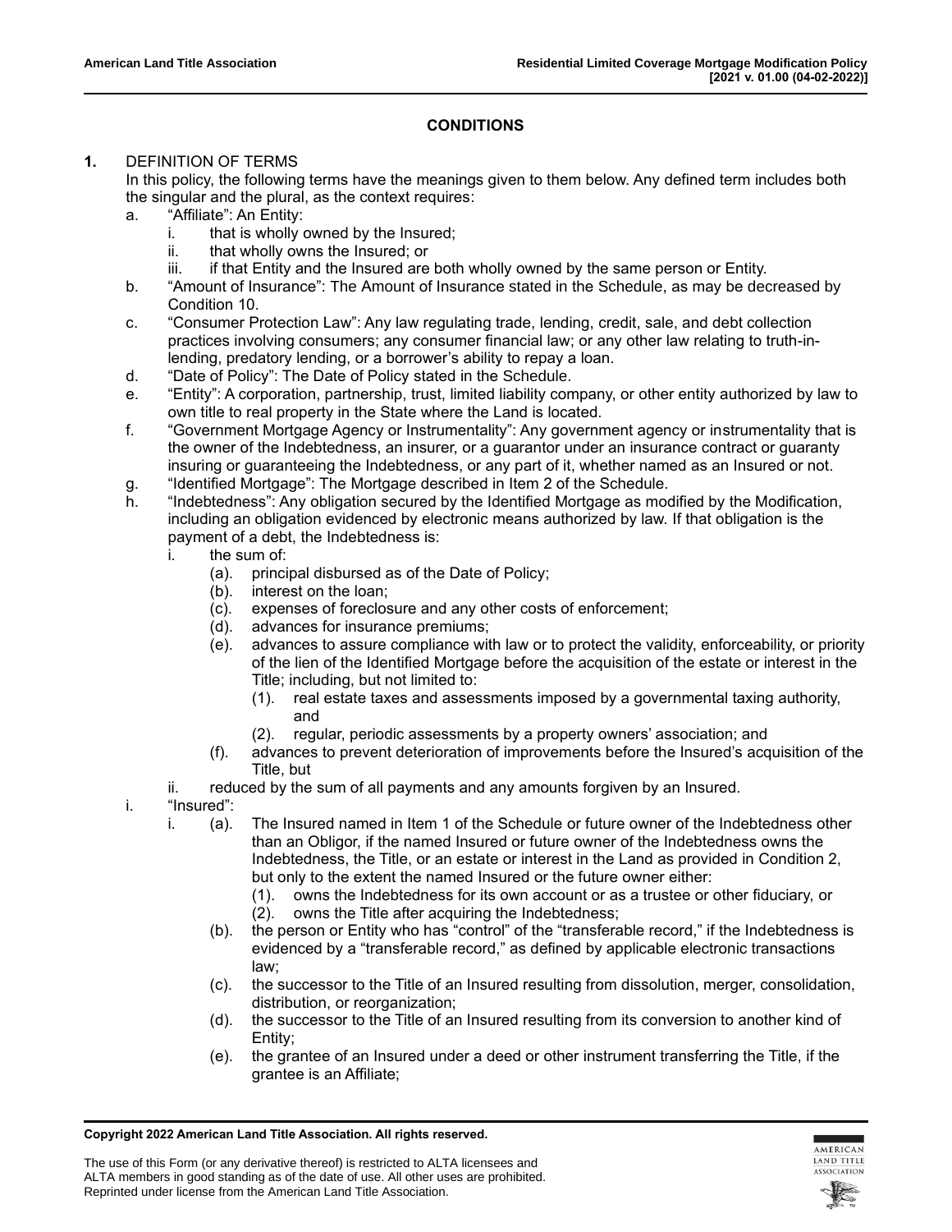## CONDITIONS

**1.** DEFINITION OF TERMS

In this policy, the following terms have the meanings given to them below. Any defined term includes both the singular and the plural, as the context requires:

- a. "Affiliate": An Entity:
  - i. that is wholly owned by the Insured;
  - ii. that wholly owns the Insured; or
  - iii. if that Entity and the Insured are both wholly owned by the same person or Entity.
- b. "Amount of Insurance": The Amount of Insurance stated in the Schedule, as may be decreased by Condition 10.
- c. "Consumer Protection Law": Any law regulating trade, lending, credit, sale, and debt collection practices involving consumers; any consumer financial law; or any other law relating to truth-in-lending, predatory lending, or a borrower's ability to repay a loan.
- d. "Date of Policy": The Date of Policy stated in the Schedule.
- e. "Entity": A corporation, partnership, trust, limited liability company, or other entity authorized by law to own title to real property in the State where the Land is located.
- f. "Government Mortgage Agency or Instrumentality": Any government agency or instrumentality that is the owner of the Indebtedness, an insurer, or a guarantor under an insurance contract or guaranty insuring or guaranteeing the Indebtedness, or any part of it, whether named as an Insured or not.
- g. "Identified Mortgage": The Mortgage described in Item 2 of the Schedule.
- h. "Indebtedness": Any obligation secured by the Identified Mortgage as modified by the Modification, including an obligation evidenced by electronic means authorized by law. If that obligation is the payment of a debt, the Indebtedness is:
  - i. the sum of:
    - (a). principal disbursed as of the Date of Policy;
    - (b). interest on the loan;
    - (c). expenses of foreclosure and any other costs of enforcement;
    - (d). advances for insurance premiums;
    - (e). advances to assure compliance with law or to protect the validity, enforceability, or priority of the lien of the Identified Mortgage before the acquisition of the estate or interest in the Title; including, but not limited to:
      - (1). real estate taxes and assessments imposed by a governmental taxing authority, and
      - (2). regular, periodic assessments by a property owners' association; and
    - (f). advances to prevent deterioration of improvements before the Insured's acquisition of the Title, but
  - ii. reduced by the sum of all payments and any amounts forgiven by an Insured.
- i. "Insured":
  - i. (a). The Insured named in Item 1 of the Schedule or future owner of the Indebtedness other than an Obligor, if the named Insured or future owner of the Indebtedness owns the Indebtedness, the Title, or an estate or interest in the Land as provided in Condition 2, but only to the extent the named Insured or the future owner either:
      - (1). owns the Indebtedness for its own account or as a trustee or other fiduciary, or
      - (2). owns the Title after acquiring the Indebtedness;
    - (b). the person or Entity who has "control" of the "transferable record," if the Indebtedness is evidenced by a "transferable record," as defined by applicable electronic transactions law;
    - (c). the successor to the Title of an Insured resulting from dissolution, merger, consolidation, distribution, or reorganization;
    - (d). the successor to the Title of an Insured resulting from its conversion to another kind of Entity;
    - (e). the grantee of an Insured under a deed or other instrument transferring the Title, if the grantee is an Affiliate;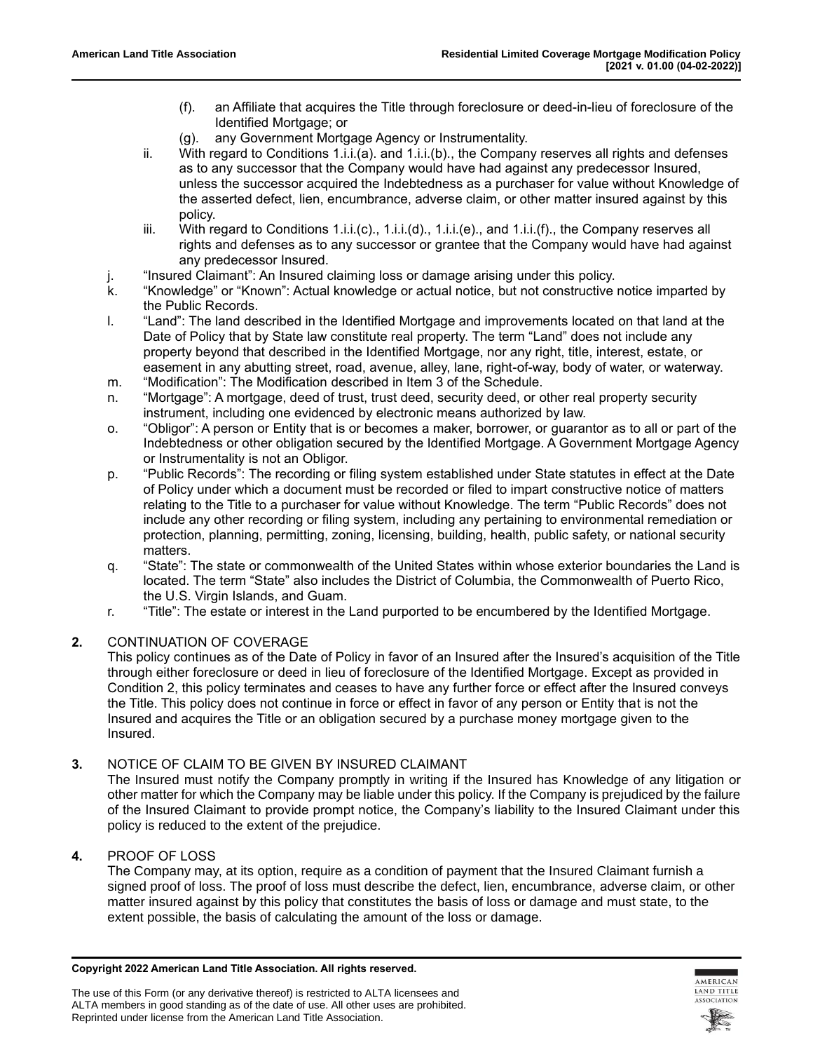(f). an Affiliate that acquires the Title through foreclosure or deed-in-lieu of foreclosure of the Identified Mortgage; or

(g). any Government Mortgage Agency or Instrumentality.

ii. With regard to Conditions 1.i.i.(a). and 1.i.i.(b)., the Company reserves all rights and defenses as to any successor that the Company would have had against any predecessor Insured, unless the successor acquired the Indebtedness as a purchaser for value without Knowledge of the asserted defect, lien, encumbrance, adverse claim, or other matter insured against by this policy.

iii. With regard to Conditions 1.i.i.(c)., 1.i.i.(d)., 1.i.i.(e)., and 1.i.i.(f)., the Company reserves all rights and defenses as to any successor or grantee that the Company would have had against any predecessor Insured.

j. "Insured Claimant": An Insured claiming loss or damage arising under this policy.

k. "Knowledge" or "Known": Actual knowledge or actual notice, but not constructive notice imparted by the Public Records.

l. "Land": The land described in the Identified Mortgage and improvements located on that land at the Date of Policy that by State law constitute real property. The term "Land" does not include any property beyond that described in the Identified Mortgage, nor any right, title, interest, estate, or easement in any abutting street, road, avenue, alley, lane, right-of-way, body of water, or waterway.

m. "Modification": The Modification described in Item 3 of the Schedule.

n. "Mortgage": A mortgage, deed of trust, trust deed, security deed, or other real property security instrument, including one evidenced by electronic means authorized by law.

o. "Obligor": A person or Entity that is or becomes a maker, borrower, or guarantor as to all or part of the Indebtedness or other obligation secured by the Identified Mortgage. A Government Mortgage Agency or Instrumentality is not an Obligor.

p. "Public Records": The recording or filing system established under State statutes in effect at the Date of Policy under which a document must be recorded or filed to impart constructive notice of matters relating to the Title to a purchaser for value without Knowledge. The term "Public Records" does not include any other recording or filing system, including any pertaining to environmental remediation or protection, planning, permitting, zoning, licensing, building, health, public safety, or national security matters.

q. "State": The state or commonwealth of the United States within whose exterior boundaries the Land is located. The term "State" also includes the District of Columbia, the Commonwealth of Puerto Rico, the U.S. Virgin Islands, and Guam.

r. "Title": The estate or interest in the Land purported to be encumbered by the Identified Mortgage.

**2.** CONTINUATION OF COVERAGE

This policy continues as of the Date of Policy in favor of an Insured after the Insured's acquisition of the Title through either foreclosure or deed in lieu of foreclosure of the Identified Mortgage. Except as provided in Condition 2, this policy terminates and ceases to have any further force or effect after the Insured conveys the Title. This policy does not continue in force or effect in favor of any person or Entity that is not the Insured and acquires the Title or an obligation secured by a purchase money mortgage given to the Insured.

**3.** NOTICE OF CLAIM TO BE GIVEN BY INSURED CLAIMANT

The Insured must notify the Company promptly in writing if the Insured has Knowledge of any litigation or other matter for which the Company may be liable under this policy. If the Company is prejudiced by the failure of the Insured Claimant to provide prompt notice, the Company's liability to the Insured Claimant under this policy is reduced to the extent of the prejudice.

**4.** PROOF OF LOSS

The Company may, at its option, require as a condition of payment that the Insured Claimant furnish a signed proof of loss. The proof of loss must describe the defect, lien, encumbrance, adverse claim, or other matter insured against by this policy that constitutes the basis of loss or damage and must state, to the extent possible, the basis of calculating the amount of the loss or damage.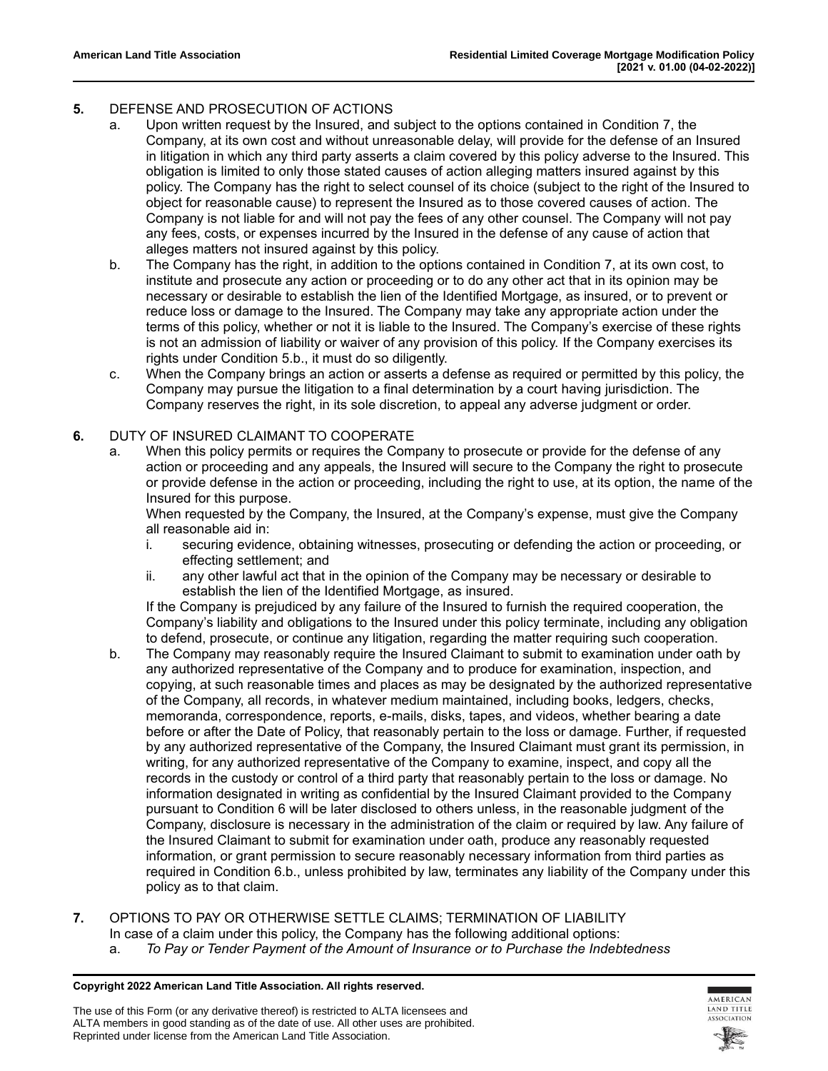**5.** DEFENSE AND PROSECUTION OF ACTIONS

a. Upon written request by the Insured, and subject to the options contained in Condition 7, the Company, at its own cost and without unreasonable delay, will provide for the defense of an Insured in litigation in which any third party asserts a claim covered by this policy adverse to the Insured. This obligation is limited to only those stated causes of action alleging matters insured against by this policy. The Company has the right to select counsel of its choice (subject to the right of the Insured to object for reasonable cause) to represent the Insured as to those covered causes of action. The Company is not liable for and will not pay the fees of any other counsel. The Company will not pay any fees, costs, or expenses incurred by the Insured in the defense of any cause of action that alleges matters not insured against by this policy.

b. The Company has the right, in addition to the options contained in Condition 7, at its own cost, to institute and prosecute any action or proceeding or to do any other act that in its opinion may be necessary or desirable to establish the lien of the Identified Mortgage, as insured, or to prevent or reduce loss or damage to the Insured. The Company may take any appropriate action under the terms of this policy, whether or not it is liable to the Insured. The Company's exercise of these rights is not an admission of liability or waiver of any provision of this policy. If the Company exercises its rights under Condition 5.b., it must do so diligently.

c. When the Company brings an action or asserts a defense as required or permitted by this policy, the Company may pursue the litigation to a final determination by a court having jurisdiction. The Company reserves the right, in its sole discretion, to appeal any adverse judgment or order.

**6.** DUTY OF INSURED CLAIMANT TO COOPERATE

a. When this policy permits or requires the Company to prosecute or provide for the defense of any action or proceeding and any appeals, the Insured will secure to the Company the right to prosecute or provide defense in the action or proceeding, including the right to use, at its option, the name of the Insured for this purpose.

When requested by the Company, the Insured, at the Company's expense, must give the Company all reasonable aid in:

i. securing evidence, obtaining witnesses, prosecuting or defending the action or proceeding, or effecting settlement; and

ii. any other lawful act that in the opinion of the Company may be necessary or desirable to establish the lien of the Identified Mortgage, as insured.

If the Company is prejudiced by any failure of the Insured to furnish the required cooperation, the Company's liability and obligations to the Insured under this policy terminate, including any obligation to defend, prosecute, or continue any litigation, regarding the matter requiring such cooperation.

b. The Company may reasonably require the Insured Claimant to submit to examination under oath by any authorized representative of the Company and to produce for examination, inspection, and copying, at such reasonable times and places as may be designated by the authorized representative of the Company, all records, in whatever medium maintained, including books, ledgers, checks, memoranda, correspondence, reports, e-mails, disks, tapes, and videos, whether bearing a date before or after the Date of Policy, that reasonably pertain to the loss or damage. Further, if requested by any authorized representative of the Company, the Insured Claimant must grant its permission, in writing, for any authorized representative of the Company to examine, inspect, and copy all the records in the custody or control of a third party that reasonably pertain to the loss or damage. No information designated in writing as confidential by the Insured Claimant provided to the Company pursuant to Condition 6 will be later disclosed to others unless, in the reasonable judgment of the Company, disclosure is necessary in the administration of the claim or required by law. Any failure of the Insured Claimant to submit for examination under oath, produce any reasonably requested information, or grant permission to secure reasonably necessary information from third parties as required in Condition 6.b., unless prohibited by law, terminates any liability of the Company under this policy as to that claim.

**7.** OPTIONS TO PAY OR OTHERWISE SETTLE CLAIMS; TERMINATION OF LIABILITY

In case of a claim under this policy, the Company has the following additional options:

a. *To Pay or Tender Payment of the Amount of Insurance or to Purchase the Indebtedness*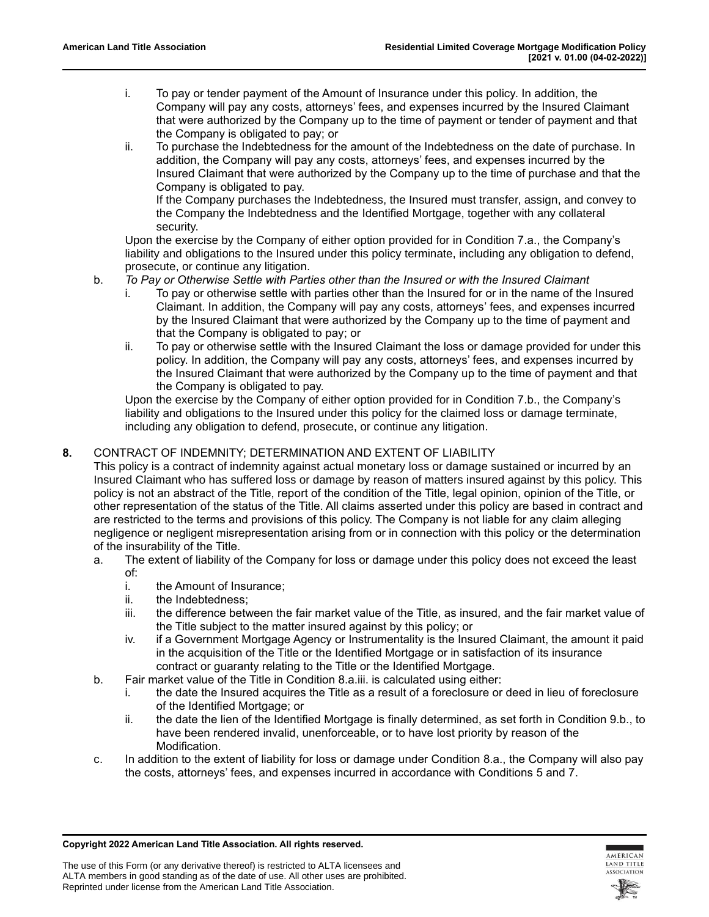i. To pay or tender payment of the Amount of Insurance under this policy. In addition, the Company will pay any costs, attorneys' fees, and expenses incurred by the Insured Claimant that were authorized by the Company up to the time of payment or tender of payment and that the Company is obligated to pay; or

ii. To purchase the Indebtedness for the amount of the Indebtedness on the date of purchase. In addition, the Company will pay any costs, attorneys' fees, and expenses incurred by the Insured Claimant that were authorized by the Company up to the time of purchase and that the Company is obligated to pay.

    If the Company purchases the Indebtedness, the Insured must transfer, assign, and convey to the Company the Indebtedness and the Identified Mortgage, together with any collateral security.

Upon the exercise by the Company of either option provided for in Condition 7.a., the Company's liability and obligations to the Insured under this policy terminate, including any obligation to defend, prosecute, or continue any litigation.

b. *To Pay or Otherwise Settle with Parties other than the Insured or with the Insured Claimant*

   i. To pay or otherwise settle with parties other than the Insured for or in the name of the Insured Claimant. In addition, the Company will pay any costs, attorneys' fees, and expenses incurred by the Insured Claimant that were authorized by the Company up to the time of payment and that the Company is obligated to pay; or

   ii. To pay or otherwise settle with the Insured Claimant the loss or damage provided for under this policy. In addition, the Company will pay any costs, attorneys' fees, and expenses incurred by the Insured Claimant that were authorized by the Company up to the time of payment and that the Company is obligated to pay.

   Upon the exercise by the Company of either option provided for in Condition 7.b., the Company's liability and obligations to the Insured under this policy for the claimed loss or damage terminate, including any obligation to defend, prosecute, or continue any litigation.

**8.** CONTRACT OF INDEMNITY; DETERMINATION AND EXTENT OF LIABILITY

This policy is a contract of indemnity against actual monetary loss or damage sustained or incurred by an Insured Claimant who has suffered loss or damage by reason of matters insured against by this policy. This policy is not an abstract of the Title, report of the condition of the Title, legal opinion, opinion of the Title, or other representation of the status of the Title. All claims asserted under this policy are based in contract and are restricted to the terms and provisions of this policy. The Company is not liable for any claim alleging negligence or negligent misrepresentation arising from or in connection with this policy or the determination of the insurability of the Title.

a. The extent of liability of the Company for loss or damage under this policy does not exceed the least of:

   i. the Amount of Insurance;

   ii. the Indebtedness;

   iii. the difference between the fair market value of the Title, as insured, and the fair market value of the Title subject to the matter insured against by this policy; or

   iv. if a Government Mortgage Agency or Instrumentality is the Insured Claimant, the amount it paid in the acquisition of the Title or the Identified Mortgage or in satisfaction of its insurance contract or guaranty relating to the Title or the Identified Mortgage.

b. Fair market value of the Title in Condition 8.a.iii. is calculated using either:

   i. the date the Insured acquires the Title as a result of a foreclosure or deed in lieu of foreclosure of the Identified Mortgage; or

   ii. the date the lien of the Identified Mortgage is finally determined, as set forth in Condition 9.b., to have been rendered invalid, unenforceable, or to have lost priority by reason of the Modification.

c. In addition to the extent of liability for loss or damage under Condition 8.a., the Company will also pay the costs, attorneys' fees, and expenses incurred in accordance with Conditions 5 and 7.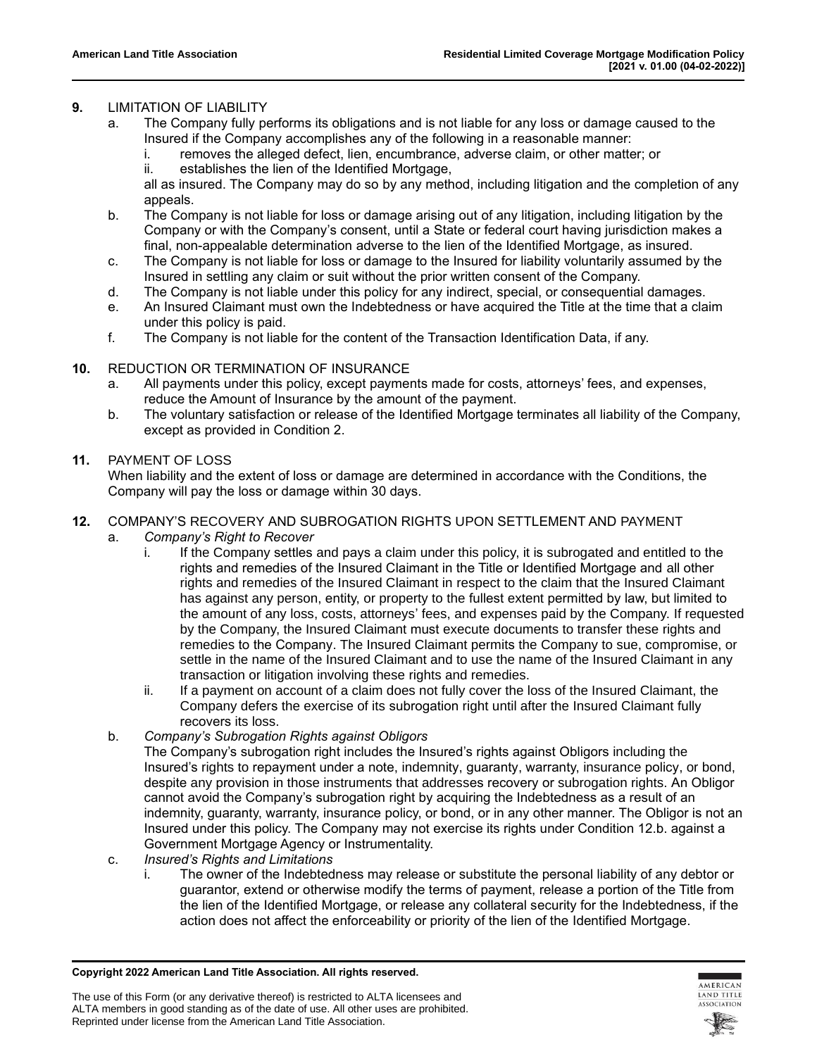**9.** LIMITATION OF LIABILITY

a. The Company fully performs its obligations and is not liable for any loss or damage caused to the Insured if the Company accomplishes any of the following in a reasonable manner:

i. removes the alleged defect, lien, encumbrance, adverse claim, or other matter; or

ii. establishes the lien of the Identified Mortgage,

all as insured. The Company may do so by any method, including litigation and the completion of any appeals.

b. The Company is not liable for loss or damage arising out of any litigation, including litigation by the Company or with the Company's consent, until a State or federal court having jurisdiction makes a final, non-appealable determination adverse to the lien of the Identified Mortgage, as insured.

c. The Company is not liable for loss or damage to the Insured for liability voluntarily assumed by the Insured in settling any claim or suit without the prior written consent of the Company.

d. The Company is not liable under this policy for any indirect, special, or consequential damages.

e. An Insured Claimant must own the Indebtedness or have acquired the Title at the time that a claim under this policy is paid.

f. The Company is not liable for the content of the Transaction Identification Data, if any.

**10.** REDUCTION OR TERMINATION OF INSURANCE

a. All payments under this policy, except payments made for costs, attorneys' fees, and expenses, reduce the Amount of Insurance by the amount of the payment.

b. The voluntary satisfaction or release of the Identified Mortgage terminates all liability of the Company, except as provided in Condition 2.

**11.** PAYMENT OF LOSS

When liability and the extent of loss or damage are determined in accordance with the Conditions, the Company will pay the loss or damage within 30 days.

**12.** COMPANY'S RECOVERY AND SUBROGATION RIGHTS UPON SETTLEMENT AND PAYMENT

a. *Company's Right to Recover*

i. If the Company settles and pays a claim under this policy, it is subrogated and entitled to the rights and remedies of the Insured Claimant in the Title or Identified Mortgage and all other rights and remedies of the Insured Claimant in respect to the claim that the Insured Claimant has against any person, entity, or property to the fullest extent permitted by law, but limited to the amount of any loss, costs, attorneys' fees, and expenses paid by the Company. If requested by the Company, the Insured Claimant must execute documents to transfer these rights and remedies to the Company. The Insured Claimant permits the Company to sue, compromise, or settle in the name of the Insured Claimant and to use the name of the Insured Claimant in any transaction or litigation involving these rights and remedies.

ii. If a payment on account of a claim does not fully cover the loss of the Insured Claimant, the Company defers the exercise of its subrogation right until after the Insured Claimant fully recovers its loss.

b. *Company's Subrogation Rights against Obligors*

The Company's subrogation right includes the Insured's rights against Obligors including the Insured's rights to repayment under a note, indemnity, guaranty, warranty, insurance policy, or bond, despite any provision in those instruments that addresses recovery or subrogation rights. An Obligor cannot avoid the Company's subrogation right by acquiring the Indebtedness as a result of an indemnity, guaranty, warranty, insurance policy, or bond, or in any other manner. The Obligor is not an Insured under this policy. The Company may not exercise its rights under Condition 12.b. against a Government Mortgage Agency or Instrumentality.

c. *Insured's Rights and Limitations*

i. The owner of the Indebtedness may release or substitute the personal liability of any debtor or guarantor, extend or otherwise modify the terms of payment, release a portion of the Title from the lien of the Identified Mortgage, or release any collateral security for the Indebtedness, if the action does not affect the enforceability or priority of the lien of the Identified Mortgage.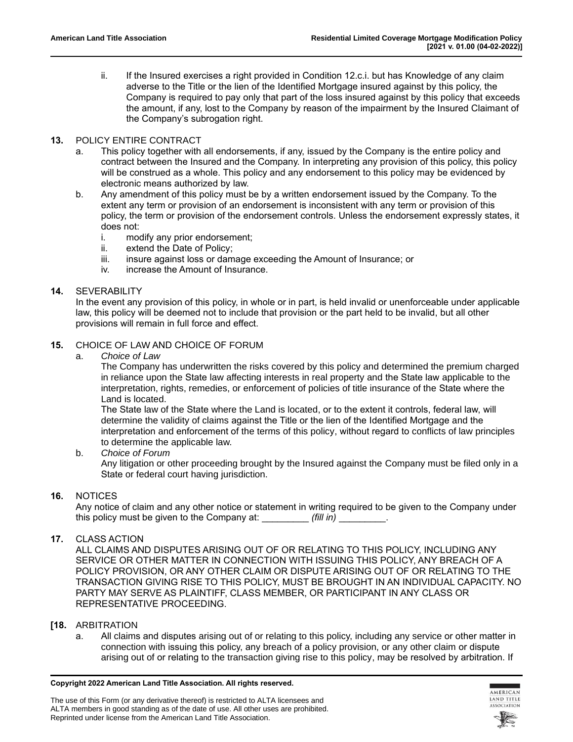ii. If the Insured exercises a right provided in Condition 12.c.i. but has Knowledge of any claim adverse to the Title or the lien of the Identified Mortgage insured against by this policy, the Company is required to pay only that part of the loss insured against by this policy that exceeds the amount, if any, lost to the Company by reason of the impairment by the Insured Claimant of the Company's subrogation right.

**13.** POLICY ENTIRE CONTRACT

a. This policy together with all endorsements, if any, issued by the Company is the entire policy and contract between the Insured and the Company. In interpreting any provision of this policy, this policy will be construed as a whole. This policy and any endorsement to this policy may be evidenced by electronic means authorized by law.

b. Any amendment of this policy must be by a written endorsement issued by the Company. To the extent any term or provision of an endorsement is inconsistent with any term or provision of this policy, the term or provision of the endorsement controls. Unless the endorsement expressly states, it does not:

   i. modify any prior endorsement;
   ii. extend the Date of Policy;
   iii. insure against loss or damage exceeding the Amount of Insurance; or
   iv. increase the Amount of Insurance.

**14.** SEVERABILITY

In the event any provision of this policy, in whole or in part, is held invalid or unenforceable under applicable law, this policy will be deemed not to include that provision or the part held to be invalid, but all other provisions will remain in full force and effect.

**15.** CHOICE OF LAW AND CHOICE OF FORUM

a. *Choice of Law*

The Company has underwritten the risks covered by this policy and determined the premium charged in reliance upon the State law affecting interests in real property and the State law applicable to the interpretation, rights, remedies, or enforcement of policies of title insurance of the State where the Land is located.

The State law of the State where the Land is located, or to the extent it controls, federal law, will determine the validity of claims against the Title or the lien of the Identified Mortgage and the interpretation and enforcement of the terms of this policy, without regard to conflicts of law principles to determine the applicable law.

b. *Choice of Forum*

Any litigation or other proceeding brought by the Insured against the Company must be filed only in a State or federal court having jurisdiction.

**16.** NOTICES

Any notice of claim and any other notice or statement in writing required to be given to the Company under this policy must be given to the Company at: _________ *(fill in)* _________.

**17.** CLASS ACTION

ALL CLAIMS AND DISPUTES ARISING OUT OF OR RELATING TO THIS POLICY, INCLUDING ANY SERVICE OR OTHER MATTER IN CONNECTION WITH ISSUING THIS POLICY, ANY BREACH OF A POLICY PROVISION, OR ANY OTHER CLAIM OR DISPUTE ARISING OUT OF OR RELATING TO THE TRANSACTION GIVING RISE TO THIS POLICY, MUST BE BROUGHT IN AN INDIVIDUAL CAPACITY. NO PARTY MAY SERVE AS PLAINTIFF, CLASS MEMBER, OR PARTICIPANT IN ANY CLASS OR REPRESENTATIVE PROCEEDING.

**[18.** ARBITRATION

a. All claims and disputes arising out of or relating to this policy, including any service or other matter in connection with issuing this policy, any breach of a policy provision, or any other claim or dispute arising out of or relating to the transaction giving rise to this policy, may be resolved by arbitration. If

**Copyright 2022 American Land Title Association. All rights reserved.**

The use of this Form (or any derivative thereof) is restricted to ALTA licensees and ALTA members in good standing as of the date of use. All other uses are prohibited. Reprinted under license from the American Land Title Association.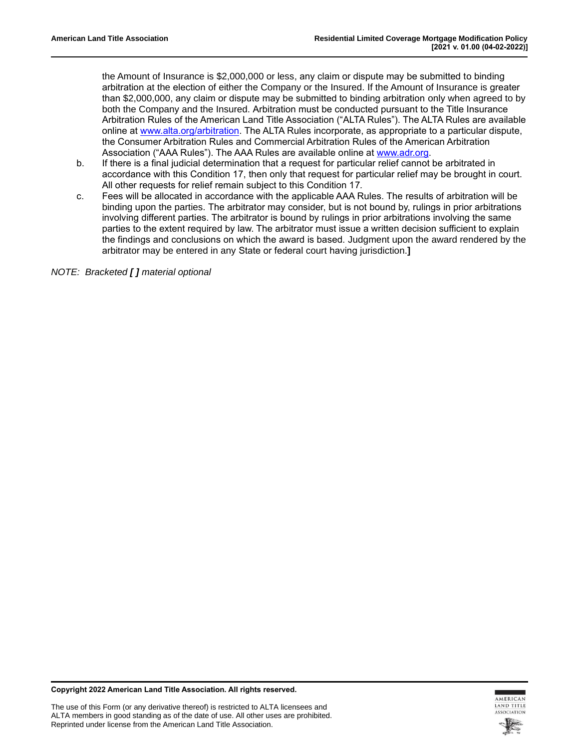the Amount of Insurance is $2,000,000 or less, any claim or dispute may be submitted to binding arbitration at the election of either the Company or the Insured. If the Amount of Insurance is greater than $2,000,000, any claim or dispute may be submitted to binding arbitration only when agreed to by both the Company and the Insured. Arbitration must be conducted pursuant to the Title Insurance Arbitration Rules of the American Land Title Association ("ALTA Rules"). The ALTA Rules are available online at www.alta.org/arbitration. The ALTA Rules incorporate, as appropriate to a particular dispute, the Consumer Arbitration Rules and Commercial Arbitration Rules of the American Arbitration Association ("AAA Rules"). The AAA Rules are available online at www.adr.org.

b. If there is a final judicial determination that a request for particular relief cannot be arbitrated in accordance with this Condition 17, then only that request for particular relief may be brought in court. All other requests for relief remain subject to this Condition 17.

c. Fees will be allocated in accordance with the applicable AAA Rules. The results of arbitration will be binding upon the parties. The arbitrator may consider, but is not bound by, rulings in prior arbitrations involving different parties. The arbitrator is bound by rulings in prior arbitrations involving the same parties to the extent required by law. The arbitrator must issue a written decision sufficient to explain the findings and conclusions on which the award is based. Judgment upon the award rendered by the arbitrator may be entered in any State or federal court having jurisdiction.**]**

*NOTE: Bracketed **[ ]** material optional*

**Copyright 2022 American Land Title Association. All rights reserved.**

The use of this Form (or any derivative thereof) is restricted to ALTA licensees and ALTA members in good standing as of the date of use. All other uses are prohibited. Reprinted under license from the American Land Title Association.